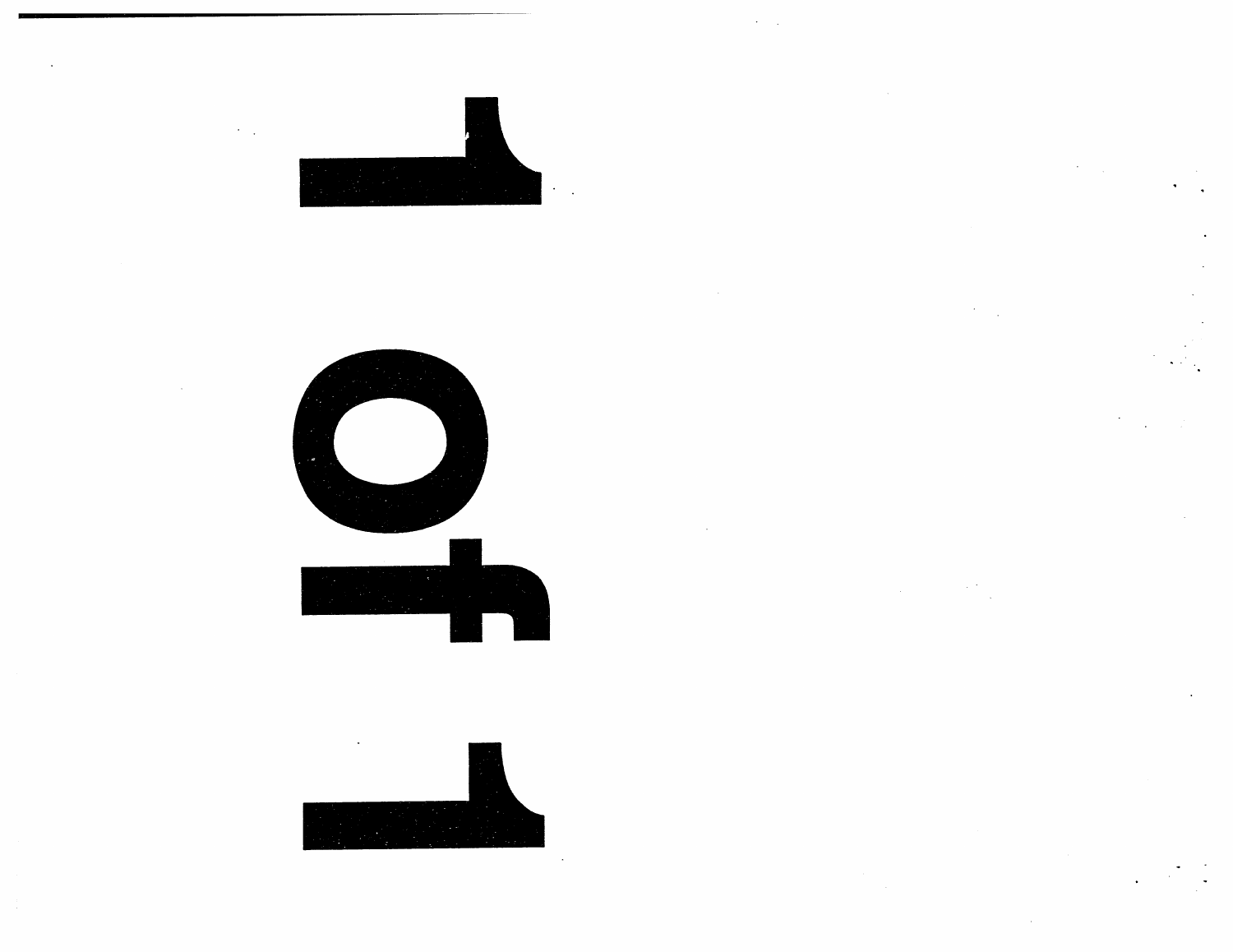1 of 1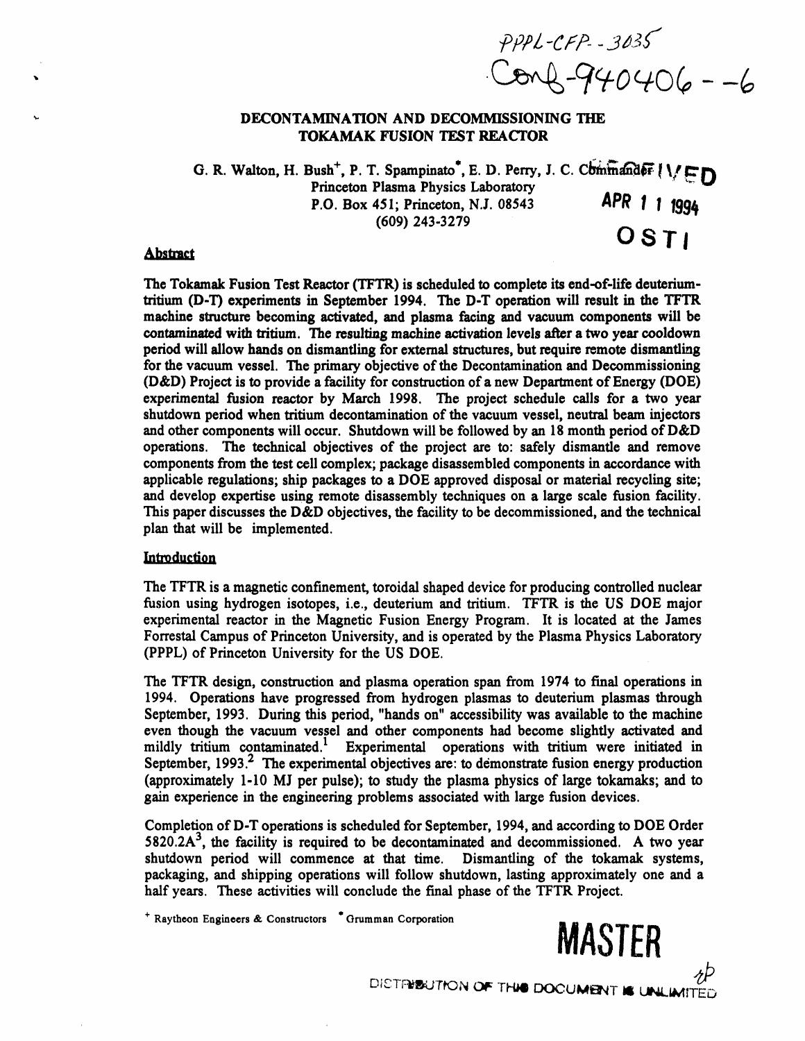PPPL-CFP--3035
Conf-940406--6

# DECONTAMINATION AND DECOMMISSIONING THE TOKAMAK FUSION TEST REACTOR

G. R. Walton, H. Bush[+], P. T. Spampinato[*], E. D. Perry, J. C. Commander
Princeton Plasma Physics Laboratory
P.O. Box 451; Princeton, N.J. 08543
(609) 243-3279

RECEIVED
APR 11 1994
OSTI

## Abstract

The Tokamak Fusion Test Reactor (TFTR) is scheduled to complete its end-of-life deuterium-tritium (D-T) experiments in September 1994. The D-T operation will result in the TFTR machine structure becoming activated, and plasma facing and vacuum components will be contaminated with tritium. The resulting machine activation levels after a two year cooldown period will allow hands on dismantling for external structures, but require remote dismantling for the vacuum vessel. The primary objective of the Decontamination and Decommissioning (D&D) Project is to provide a facility for construction of a new Department of Energy (DOE) experimental fusion reactor by March 1998. The project schedule calls for a two year shutdown period when tritium decontamination of the vacuum vessel, neutral beam injectors and other components will occur. Shutdown will be followed by an 18 month period of D&D operations. The technical objectives of the project are to: safely dismantle and remove components from the test cell complex; package disassembled components in accordance with applicable regulations; ship packages to a DOE approved disposal or material recycling site; and develop expertise using remote disassembly techniques on a large scale fusion facility. This paper discusses the D&D objectives, the facility to be decommissioned, and the technical plan that will be implemented.

## Introduction

The TFTR is a magnetic confinement, toroidal shaped device for producing controlled nuclear fusion using hydrogen isotopes, i.e., deuterium and tritium. TFTR is the US DOE major experimental reactor in the Magnetic Fusion Energy Program. It is located at the James Forrestal Campus of Princeton University, and is operated by the Plasma Physics Laboratory (PPPL) of Princeton University for the US DOE.

The TFTR design, construction and plasma operation span from 1974 to final operations in 1994. Operations have progressed from hydrogen plasmas to deuterium plasmas through September, 1993. During this period, "hands on" accessibility was available to the machine even though the vacuum vessel and other components had become slightly activated and mildly tritium contaminated.[1] Experimental operations with tritium were initiated in September, 1993.[2] The experimental objectives are: to demonstrate fusion energy production (approximately 1-10 MJ per pulse); to study the plasma physics of large tokamaks; and to gain experience in the engineering problems associated with large fusion devices.

Completion of D-T operations is scheduled for September, 1994, and according to DOE Order 5820.2A[3], the facility is required to be decontaminated and decommissioned. A two year shutdown period will commence at that time. Dismantling of the tokamak systems, packaging, and shipping operations will follow shutdown, lasting approximately one and a half years. These activities will conclude the final phase of the TFTR Project.

[+] Raytheon Engineers & Constructors [*] Grumman Corporation

MASTER

DISTRIBUTION OF THIS DOCUMENT IS UNLIMITED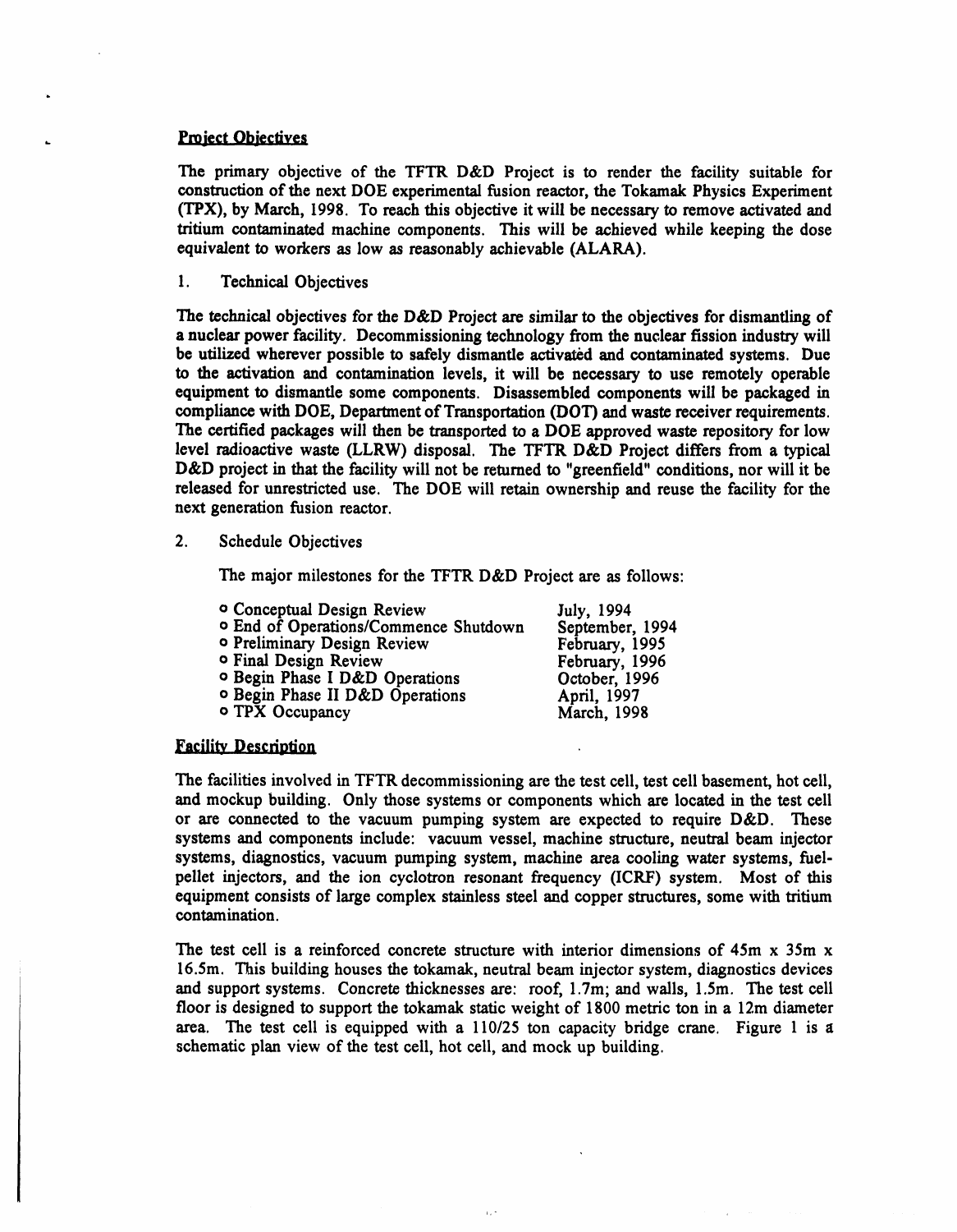## Project Objectives

The primary objective of the TFTR D&D Project is to render the facility suitable for construction of the next DOE experimental fusion reactor, the Tokamak Physics Experiment (TPX), by March, 1998. To reach this objective it will be necessary to remove activated and tritium contaminated machine components. This will be achieved while keeping the dose equivalent to workers as low as reasonably achievable (ALARA).

### 1. Technical Objectives

The technical objectives for the D&D Project are similar to the objectives for dismantling of a nuclear power facility. Decommissioning technology from the nuclear fission industry will be utilized wherever possible to safely dismantle activated and contaminated systems. Due to the activation and contamination levels, it will be necessary to use remotely operable equipment to dismantle some components. Disassembled components will be packaged in compliance with DOE, Department of Transportation (DOT) and waste receiver requirements. The certified packages will then be transported to a DOE approved waste repository for low level radioactive waste (LLRW) disposal. The TFTR D&D Project differs from a typical D&D project in that the facility will not be returned to "greenfield" conditions, nor will it be released for unrestricted use. The DOE will retain ownership and reuse the facility for the next generation fusion reactor.

### 2. Schedule Objectives

The major milestones for the TFTR D&D Project are as follows:

| Milestone | Date |
|---|---|
| o Conceptual Design Review | July, 1994 |
| o End of Operations/Commence Shutdown | September, 1994 |
| o Preliminary Design Review | February, 1995 |
| o Final Design Review | February, 1996 |
| o Begin Phase I D&D Operations | October, 1996 |
| o Begin Phase II D&D Operations | April, 1997 |
| o TPX Occupancy | March, 1998 |

## Facility Description

The facilities involved in TFTR decommissioning are the test cell, test cell basement, hot cell, and mockup building. Only those systems or components which are located in the test cell or are connected to the vacuum pumping system are expected to require D&D. These systems and components include: vacuum vessel, machine structure, neutral beam injector systems, diagnostics, vacuum pumping system, machine area cooling water systems, fuel-pellet injectors, and the ion cyclotron resonant frequency (ICRF) system. Most of this equipment consists of large complex stainless steel and copper structures, some with tritium contamination.

The test cell is a reinforced concrete structure with interior dimensions of 45m x 35m x 16.5m. This building houses the tokamak, neutral beam injector system, diagnostics devices and support systems. Concrete thicknesses are: roof, 1.7m; and walls, 1.5m. The test cell floor is designed to support the tokamak static weight of 1800 metric ton in a 12m diameter area. The test cell is equipped with a 110/25 ton capacity bridge crane. Figure 1 is a schematic plan view of the test cell, hot cell, and mock up building.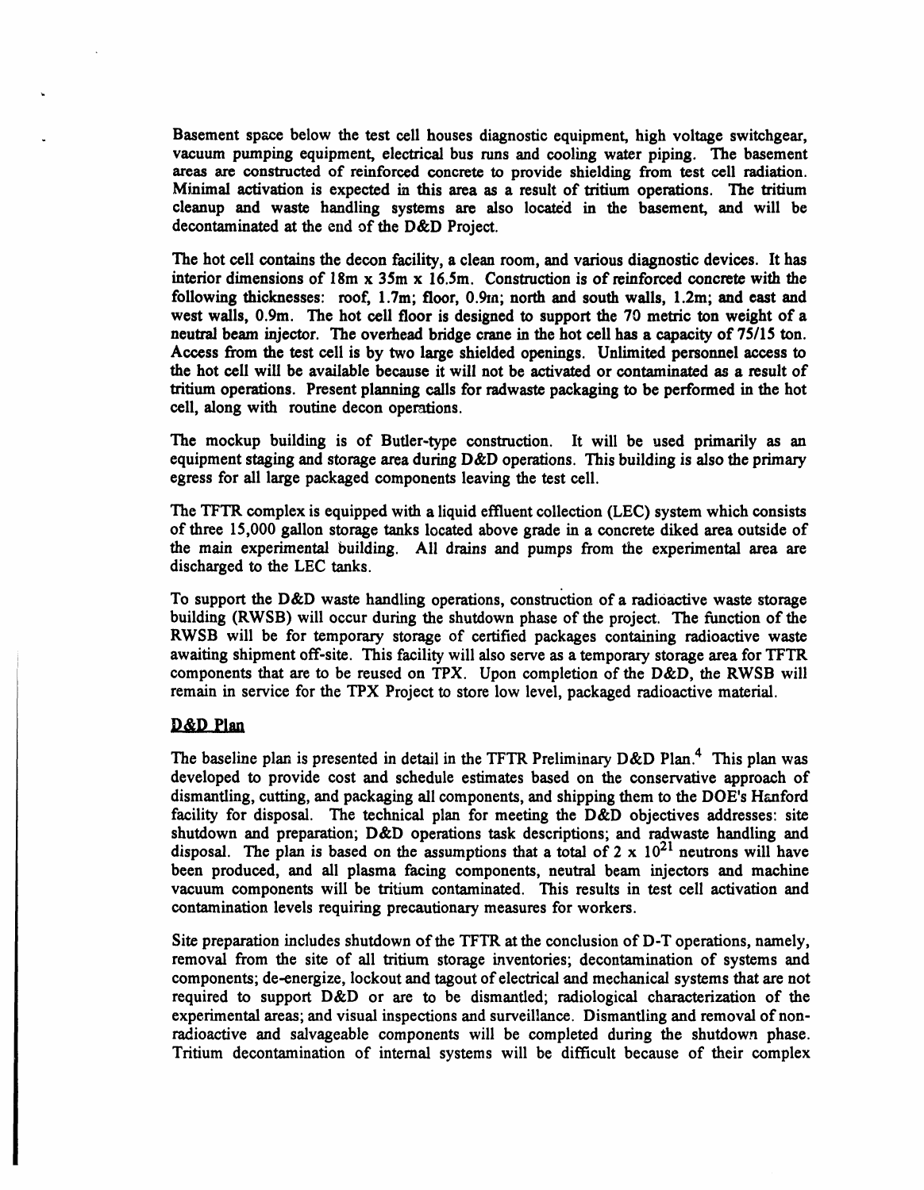Basement space below the test cell houses diagnostic equipment, high voltage switchgear, vacuum pumping equipment, electrical bus runs and cooling water piping. The basement areas are constructed of reinforced concrete to provide shielding from test cell radiation. Minimal activation is expected in this area as a result of tritium operations. The tritium cleanup and waste handling systems are also located in the basement, and will be decontaminated at the end of the D&D Project.

The hot cell contains the decon facility, a clean room, and various diagnostic devices. It has interior dimensions of 18m x 35m x 16.5m. Construction is of reinforced concrete with the following thicknesses: roof, 1.7m; floor, 0.9m; north and south walls, 1.2m; and east and west walls, 0.9m. The hot cell floor is designed to support the 70 metric ton weight of a neutral beam injector. The overhead bridge crane in the hot cell has a capacity of 75/15 ton. Access from the test cell is by two large shielded openings. Unlimited personnel access to the hot cell will be available because it will not be activated or contaminated as a result of tritium operations. Present planning calls for radwaste packaging to be performed in the hot cell, along with routine decon operations.

The mockup building is of Butler-type construction. It will be used primarily as an equipment staging and storage area during D&D operations. This building is also the primary egress for all large packaged components leaving the test cell.

The TFTR complex is equipped with a liquid effluent collection (LEC) system which consists of three 15,000 gallon storage tanks located above grade in a concrete diked area outside of the main experimental building. All drains and pumps from the experimental area are discharged to the LEC tanks.

To support the D&D waste handling operations, construction of a radioactive waste storage building (RWSB) will occur during the shutdown phase of the project. The function of the RWSB will be for temporary storage of certified packages containing radioactive waste awaiting shipment off-site. This facility will also serve as a temporary storage area for TFTR components that are to be reused on TPX. Upon completion of the D&D, the RWSB will remain in service for the TPX Project to store low level, packaged radioactive material.

## D&D Plan

The baseline plan is presented in detail in the TFTR Preliminary D&D Plan.[4] This plan was developed to provide cost and schedule estimates based on the conservative approach of dismantling, cutting, and packaging all components, and shipping them to the DOE's Hanford facility for disposal. The technical plan for meeting the D&D objectives addresses: site shutdown and preparation; D&D operations task descriptions; and radwaste handling and disposal. The plan is based on the assumptions that a total of $2 \times 10^{21}$ neutrons will have been produced, and all plasma facing components, neutral beam injectors and machine vacuum components will be tritium contaminated. This results in test cell activation and contamination levels requiring precautionary measures for workers.

Site preparation includes shutdown of the TFTR at the conclusion of D-T operations, namely, removal from the site of all tritium storage inventories; decontamination of systems and components; de-energize, lockout and tagout of electrical and mechanical systems that are not required to support D&D or are to be dismantled; radiological characterization of the experimental areas; and visual inspections and surveillance. Dismantling and removal of non-radioactive and salvageable components will be completed during the shutdown phase. Tritium decontamination of internal systems will be difficult because of their complex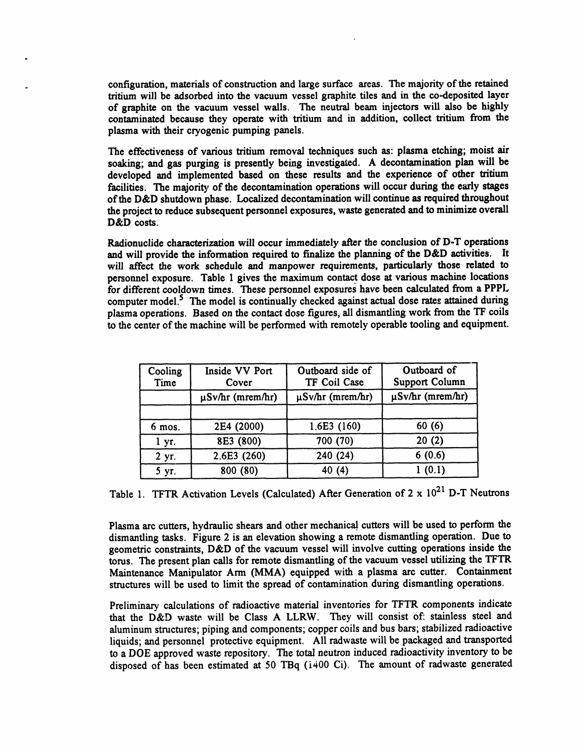configuration, materials of construction and large surface areas. The majority of the retained tritium will be adsorbed into the vacuum vessel graphite tiles and in the co-deposited layer of graphite on the vacuum vessel walls. The neutral beam injectors will also be highly contaminated because they operate with tritium and in addition, collect tritium from the plasma with their cryogenic pumping panels.

The effectiveness of various tritium removal techniques such as: plasma etching; moist air soaking; and gas purging is presently being investigated. A decontamination plan will be developed and implemented based on these results and the experience of other tritium facilities. The majority of the decontamination operations will occur during the early stages of the D&D shutdown phase. Localized decontamination will continue as required throughout the project to reduce subsequent personnel exposures, waste generated and to minimize overall D&D costs.

Radionuclide characterization will occur immediately after the conclusion of D-T operations and will provide the information required to finalize the planning of the D&D activities. It will affect the work schedule and manpower requirements, particularly those related to personnel exposure. Table 1 gives the maximum contact dose at various machine locations for different cooldown times. These personnel exposures have been calculated from a PPPL computer model.[5] The model is continually checked against actual dose rates attained during plasma operations. Based on the contact dose figures, all dismantling work from the TF coils to the center of the machine will be performed with remotely operable tooling and equipment.

| Cooling Time | Inside VV Port Cover | Outboard side of TF Coil Case | Outboard of Support Column |
|---|---|---|---|
| | μSv/hr (mrem/hr) | μSv/hr (mrem/hr) | μSv/hr (mrem/hr) |
| | | | |
| 6 mos. | 2E4 (2000) | 1.6E3 (160) | 60 (6) |
| 1 yr. | 8E3 (800) | 700 (70) | 20 (2) |
| 2 yr. | 2.6E3 (260) | 240 (24) | 6 (0.6) |
| 5 yr. | 800 (80) | 40 (4) | 1 (0.1) |

Table 1. TFTR Activation Levels (Calculated) After Generation of $2 \times 10^{21}$ D-T Neutrons

Plasma arc cutters, hydraulic shears and other mechanical cutters will be used to perform the dismantling tasks. Figure 2 is an elevation showing a remote dismantling operation. Due to geometric constraints, D&D of the vacuum vessel will involve cutting operations inside the torus. The present plan calls for remote dismantling of the vacuum vessel utilizing the TFTR Maintenance Manipulator Arm (MMA) equipped with a plasma arc cutter. Containment structures will be used to limit the spread of contamination during dismantling operations.

Preliminary calculations of radioactive material inventories for TFTR components indicate that the D&D waste will be Class A LLRW. They will consist of: stainless steel and aluminum structures; piping and components; copper coils and bus bars; stabilized radioactive liquids; and personnel protective equipment. All radwaste will be packaged and transported to a DOE approved waste repository. The total neutron induced radioactivity inventory to be disposed of has been estimated at 50 TBq (1400 Ci). The amount of radwaste generated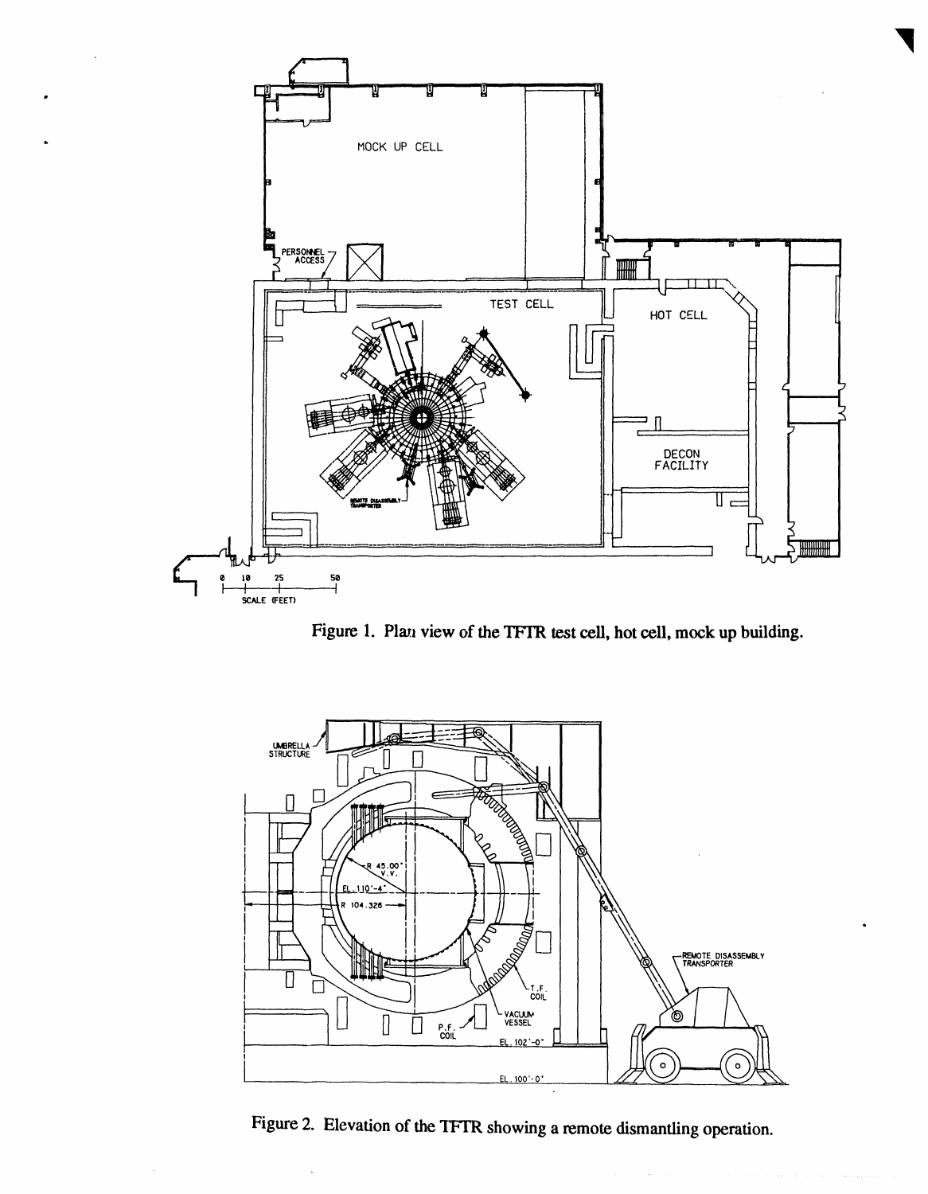Figure 1. Plan view of the TFTR test cell, hot cell, mock up building.

Figure 2. Elevation of the TFTR showing a remote dismantling operation.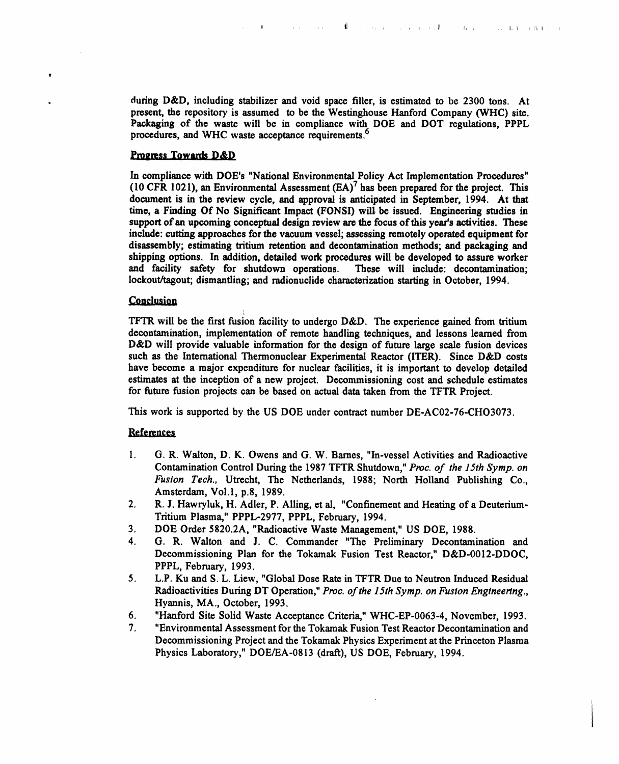during D&D, including stabilizer and void space filler, is estimated to be 2300 tons. At present, the repository is assumed to be the Westinghouse Hanford Company (WHC) site. Packaging of the waste will be in compliance with DOE and DOT regulations, PPPL procedures, and WHC waste acceptance requirements.[6]

## Progress Towards D&D

In compliance with DOE's "National Environmental Policy Act Implementation Procedures" (10 CFR 1021), an Environmental Assessment (EA)[7] has been prepared for the project. This document is in the review cycle, and approval is anticipated in September, 1994. At that time, a Finding Of No Significant Impact (FONSI) will be issued. Engineering studies in support of an upcoming conceptual design review are the focus of this year's activities. These include: cutting approaches for the vacuum vessel; assessing remotely operated equipment for disassembly; estimating tritium retention and decontamination methods; and packaging and shipping options. In addition, detailed work procedures will be developed to assure worker and facility safety for shutdown operations. These will include: decontamination; lockout/tagout; dismantling; and radionuclide characterization starting in October, 1994.

## Conclusion

TFTR will be the first fusion facility to undergo D&D. The experience gained from tritium decontamination, implementation of remote handling techniques, and lessons learned from D&D will provide valuable information for the design of future large scale fusion devices such as the International Thermonuclear Experimental Reactor (ITER). Since D&D costs have become a major expenditure for nuclear facilities, it is important to develop detailed estimates at the inception of a new project. Decommissioning cost and schedule estimates for future fusion projects can be based on actual data taken from the TFTR Project.

This work is supported by the US DOE under contract number DE-AC02-76-CHO3073.

## References

1. G. R. Walton, D. K. Owens and G. W. Barnes, "In-vessel Activities and Radioactive Contamination Control During the 1987 TFTR Shutdown," *Proc. of the 15th Symp. on Fusion Tech.*, Utrecht, The Netherlands, 1988; North Holland Publishing Co., Amsterdam, Vol.1, p.8, 1989.
2. R. J. Hawryluk, H. Adler, P. Alling, et al, "Confinement and Heating of a Deuterium-Tritium Plasma," PPPL-2977, PPPL, February, 1994.
3. DOE Order 5820.2A, "Radioactive Waste Management," US DOE, 1988.
4. G. R. Walton and J. C. Commander "The Preliminary Decontamination and Decommissioning Plan for the Tokamak Fusion Test Reactor," D&D-0012-DDOC, PPPL, February, 1993.
5. L.P. Ku and S. L. Liew, "Global Dose Rate in TFTR Due to Neutron Induced Residual Radioactivities During DT Operation," *Proc. of the 15th Symp. on Fusion Engineering.*, Hyannis, MA., October, 1993.
6. "Hanford Site Solid Waste Acceptance Criteria," WHC-EP-0063-4, November, 1993.
7. "Environmental Assessment for the Tokamak Fusion Test Reactor Decontamination and Decommissioning Project and the Tokamak Physics Experiment at the Princeton Plasma Physics Laboratory," DOE/EA-0813 (draft), US DOE, February, 1994.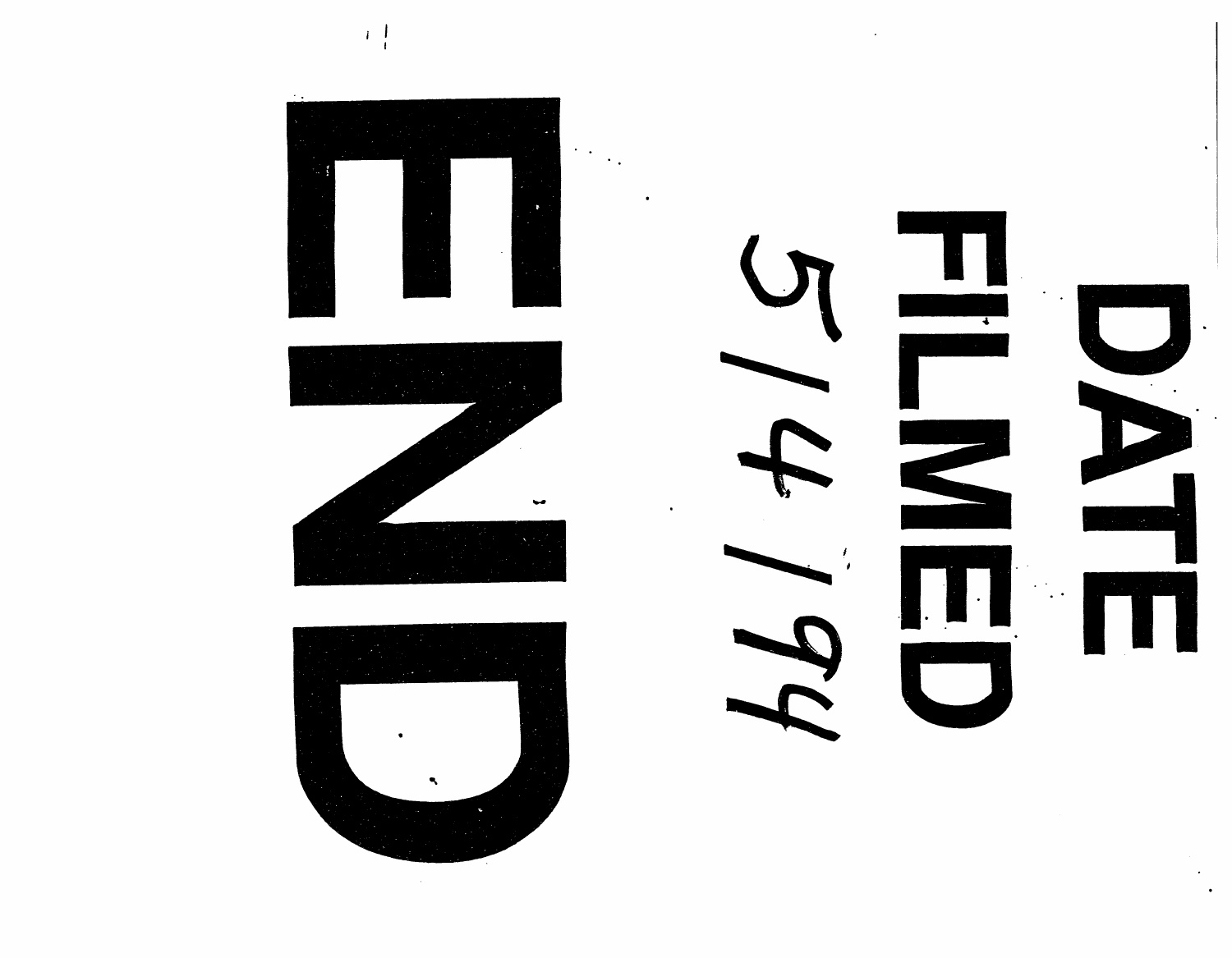# END

DATE FILMED

5/4/94